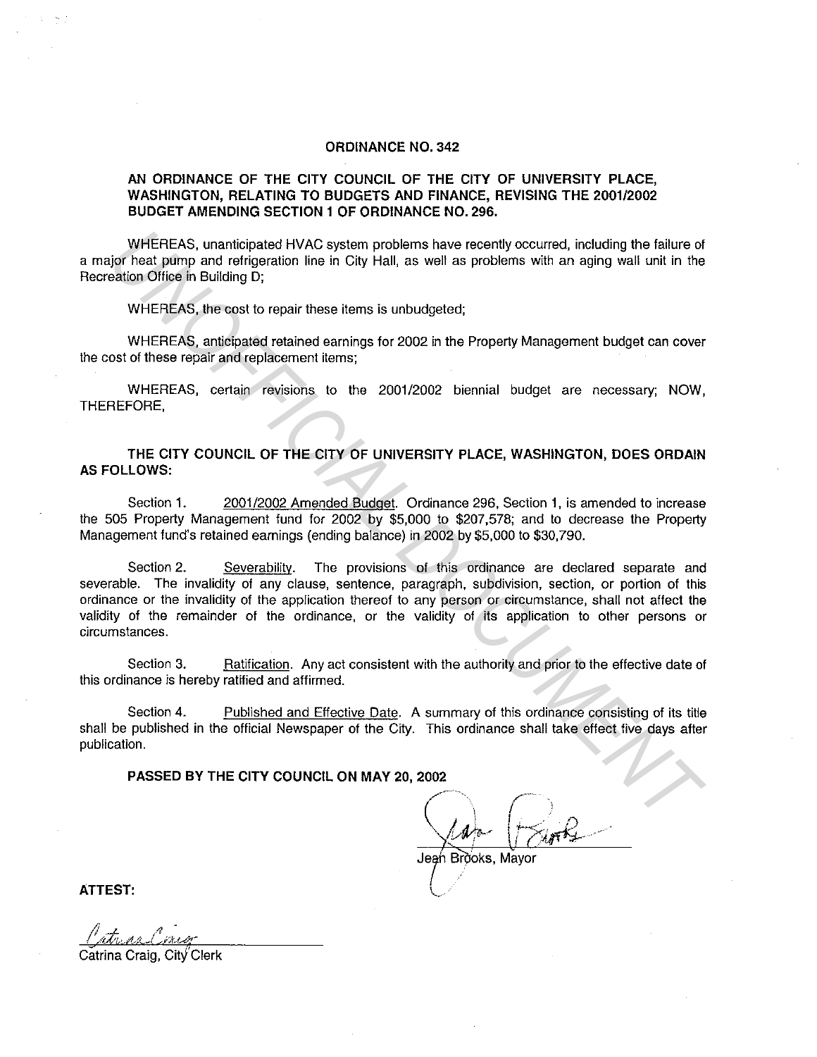# ORDINANCE NO. 342

## AN ORDINANCE OF THE CITY COUNCIL OF THE CITY OF UNIVERSITY PLACE, WASHINGTON, RELATING TO BUDGETS AND FINANCE, REVISING THE 2001/2002 BUDGET AMENDING SECTION 1 OF ORDINANCE NO. 296.

WHEREAS, unanticipated HVAC system problems have recently occurred, including the failure of a major heat pump and refrigeration line in City Hall, as well as problems with an aging wall unit in the Recreation Office in Building D;

WHEREAS, the cost to repair these items is unbudgeted;

WHEREAS, anticipated retained earnings for 2002 in the Property Management budget can cover the cost of these repair and replacement items;

WHEREAS, certain revisions to the 2001/2002 biennial budget are necessary; NOW, THEREFORE,

**THE CITY COUNCIL OF THE CITY OF UNIVERSITY PLACE, WASHINGTON, DOES ORDAIN AS FOLLOWS:**

Section 1. 2001/2002 Amended Budget. Ordinance 296, Section 1, is amended to increase the 505 Property Management fund for 2002 by $5,000 to $207,578; and to decrease the Property Management fund's retained earnings (ending balance) in 2002 by $5,000 to $30,790.

Section 2. Severability. The provisions of this ordinance are declared separate and severable. The invalidity of any clause, sentence, paragraph, subdivision, section, or portion of this ordinance or the invalidity of the application thereof to any person or circumstance, shall not affect the validity of the remainder of the ordinance, or the validity of its application to other persons or circumstances.

Section 3. Ratification. Any act consistent with the authority and prior to the effective date of this ordinance is hereby ratified and affirmed.

Section 4. Published and Effective Date. A summary of this ordinance consisting of its title shall be published in the official Newspaper of the City. This ordinance shall take effect five days after publication.

**PASSED BY THE CITY COUNCIL ON MAY 20, 2002**

Jean Brooks, Mayor

**ATTEST:**

Catrina Craig, City Clerk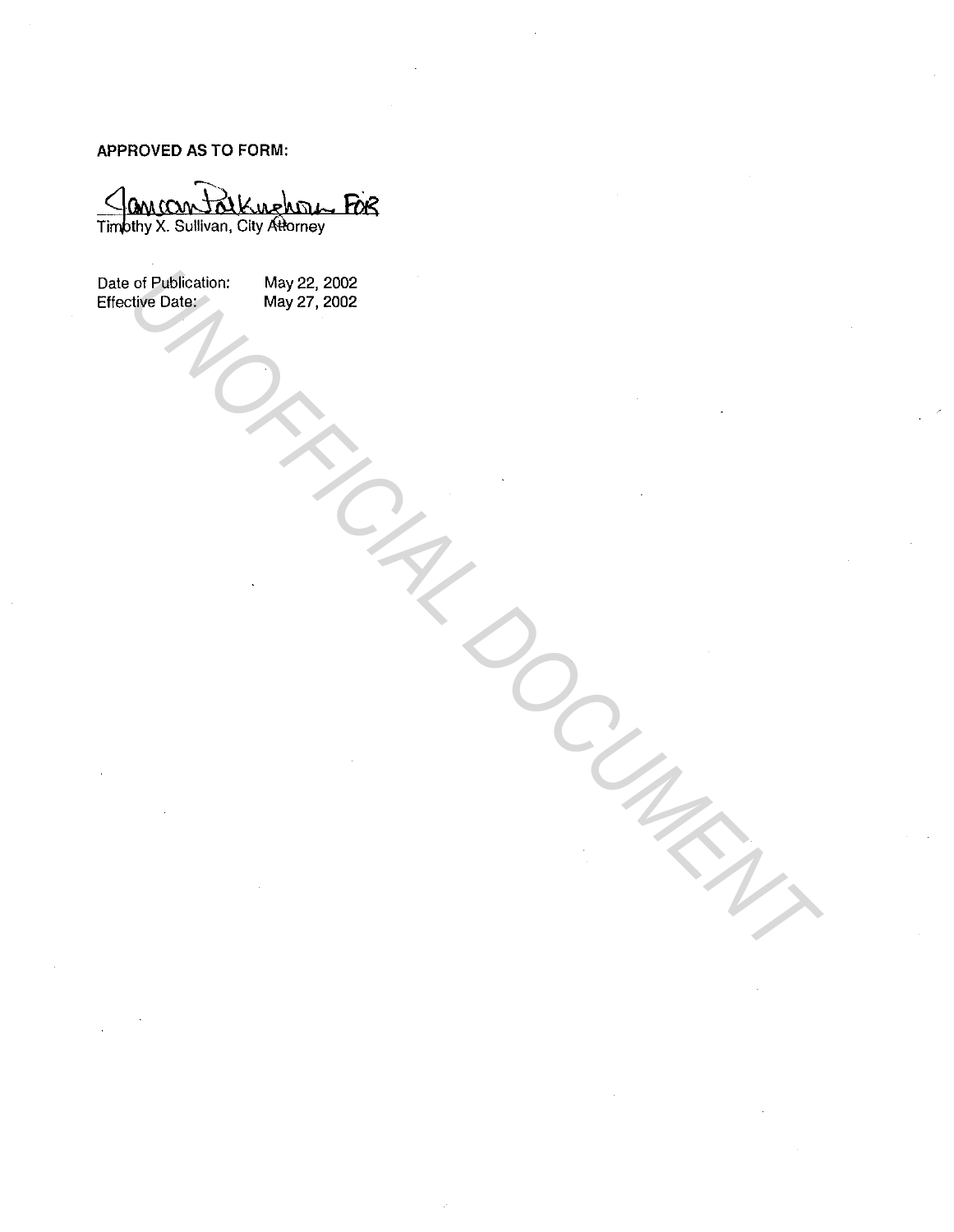**APPROVED AS TO FORM:**

Jancan Palkughou FOR
Timothy X. Sullivan, City Attorney

| | |
|---|---|
| Date of Publication: | May 22, 2002 |
| Effective Date: | May 27, 2002 |

UNOFFICIAL DOCUMENT